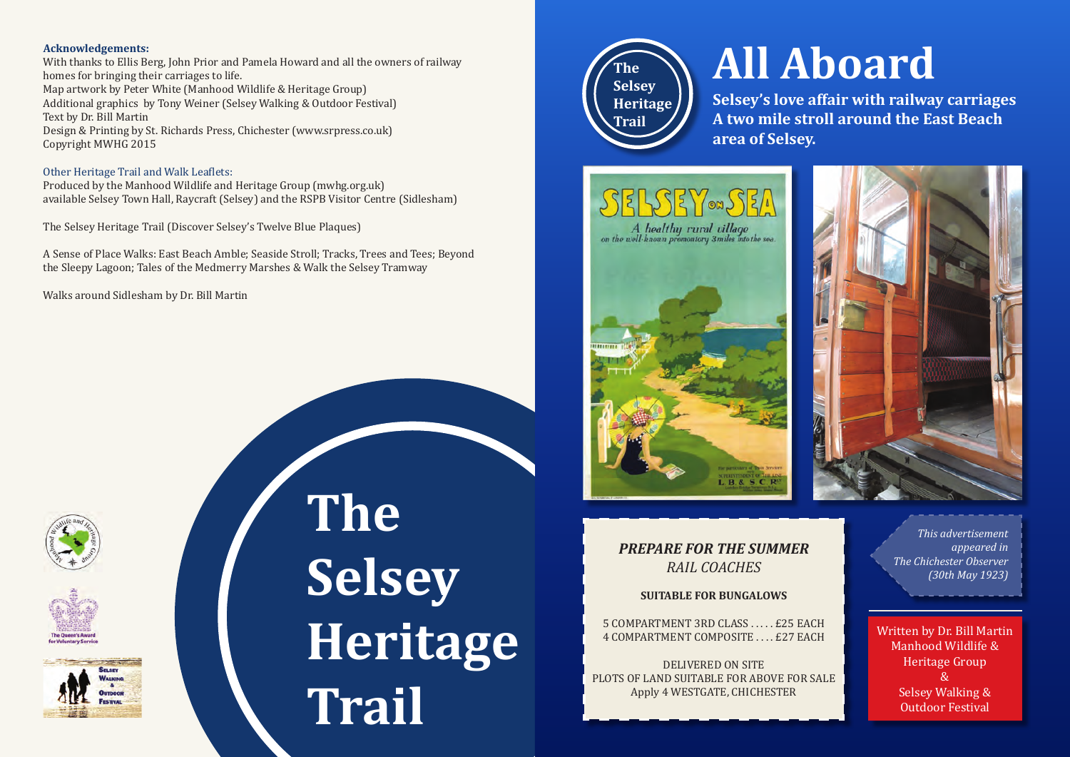**Acknowledgements:**

With thanks to Ellis Berg, John Prior and Pamela Howard and all the owners of railway homes for bringing their carriages to life.
Map artwork by Peter White (Manhood Wildlife & Heritage Group)
Additional graphics by Tony Weiner (Selsey Walking & Outdoor Festival)
Text by Dr. Bill Martin
Design & Printing by St. Richards Press, Chichester (www.srpress.co.uk)
Copyright MWHG 2015

Other Heritage Trail and Walk Leaflets:
Produced by the Manhood Wildlife and Heritage Group (mwhg.org.uk)
available Selsey Town Hall, Raycraft (Selsey) and the RSPB Visitor Centre (Sidlesham)

The Selsey Heritage Trail (Discover Selsey's Twelve Blue Plaques)

A Sense of Place Walks: East Beach Amble; Seaside Stroll; Tracks, Trees and Tees; Beyond the Sleepy Lagoon; Tales of the Medmerry Marshes & Walk the Selsey Tramway

Walks around Sidlesham by Dr. Bill Martin

# The Selsey Heritage Trail

The Selsey Heritage Trail

# All Aboard

**Selsey's love affair with railway carriages**
**A two mile stroll around the East Beach area of Selsey.**

***PREPARE FOR THE SUMMER***
*RAIL COACHES*

**SUITABLE FOR BUNGALOWS**

5 COMPARTMENT 3RD CLASS . . . . . £25 EACH
4 COMPARTMENT COMPOSITE . . . . £27 EACH

DELIVERED ON SITE
PLOTS OF LAND SUITABLE FOR ABOVE FOR SALE
Apply 4 WESTGATE, CHICHESTER

*This advertisement appeared in The Chichester Observer (30th May 1923)*

Written by Dr. Bill Martin
Manhood Wildlife & Heritage Group
&
Selsey Walking & Outdoor Festival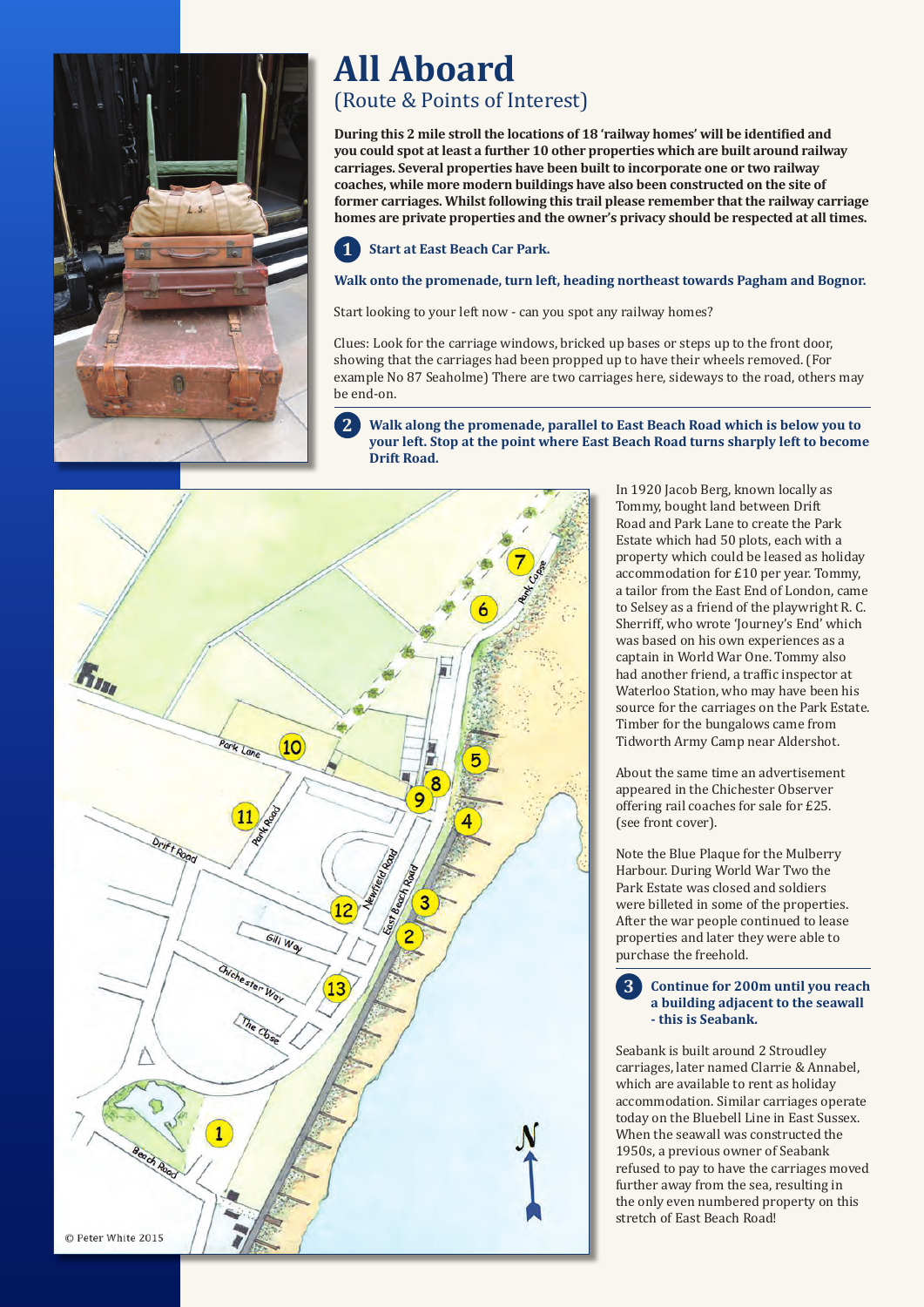# All Aboard

## (Route & Points of Interest)

**During this 2 mile stroll the locations of 18 'railway homes' will be identified and you could spot at least a further 10 other properties which are built around railway carriages. Several properties have been built to incorporate one or two railway coaches, while more modern buildings have also been constructed on the site of former carriages. Whilst following this trail please remember that the railway carriage homes are private properties and the owner's privacy should be respected at all times.**

**1 Start at East Beach Car Park.**

**Walk onto the promenade, turn left, heading northeast towards Pagham and Bognor.**

Start looking to your left now - can you spot any railway homes?

Clues: Look for the carriage windows, bricked up bases or steps up to the front door, showing that the carriages had been propped up to have their wheels removed. (For example No 87 Seaholme) There are two carriages here, sideways to the road, others may be end-on.

**2 Walk along the promenade, parallel to East Beach Road which is below you to your left. Stop at the point where East Beach Road turns sharply left to become Drift Road.**

In 1920 Jacob Berg, known locally as Tommy, bought land between Drift Road and Park Lane to create the Park Estate which had 50 plots, each with a property which could be leased as holiday accommodation for £10 per year. Tommy, a tailor from the East End of London, came to Selsey as a friend of the playwright R. C. Sherriff, who wrote 'Journey's End' which was based on his own experiences as a captain in World War One. Tommy also had another friend, a traffic inspector at Waterloo Station, who may have been his source for the carriages on the Park Estate. Timber for the bungalows came from Tidworth Army Camp near Aldershot.

About the same time an advertisement appeared in the Chichester Observer offering rail coaches for sale for £25. (see front cover).

Note the Blue Plaque for the Mulberry Harbour. During World War Two the Park Estate was closed and soldiers were billeted in some of the properties. After the war people continued to lease properties and later they were able to purchase the freehold.

**3 Continue for 200m until you reach a building adjacent to the seawall - this is Seabank.**

Seabank is built around 2 Stroudley carriages, later named Clarrie & Annabel, which are available to rent as holiday accommodation. Similar carriages operate today on the Bluebell Line in East Sussex. When the seawall was constructed the 1950s, a previous owner of Seabank refused to pay to have the carriages moved further away from the sea, resulting in the only even numbered property on this stretch of East Beach Road!

© Peter White 2015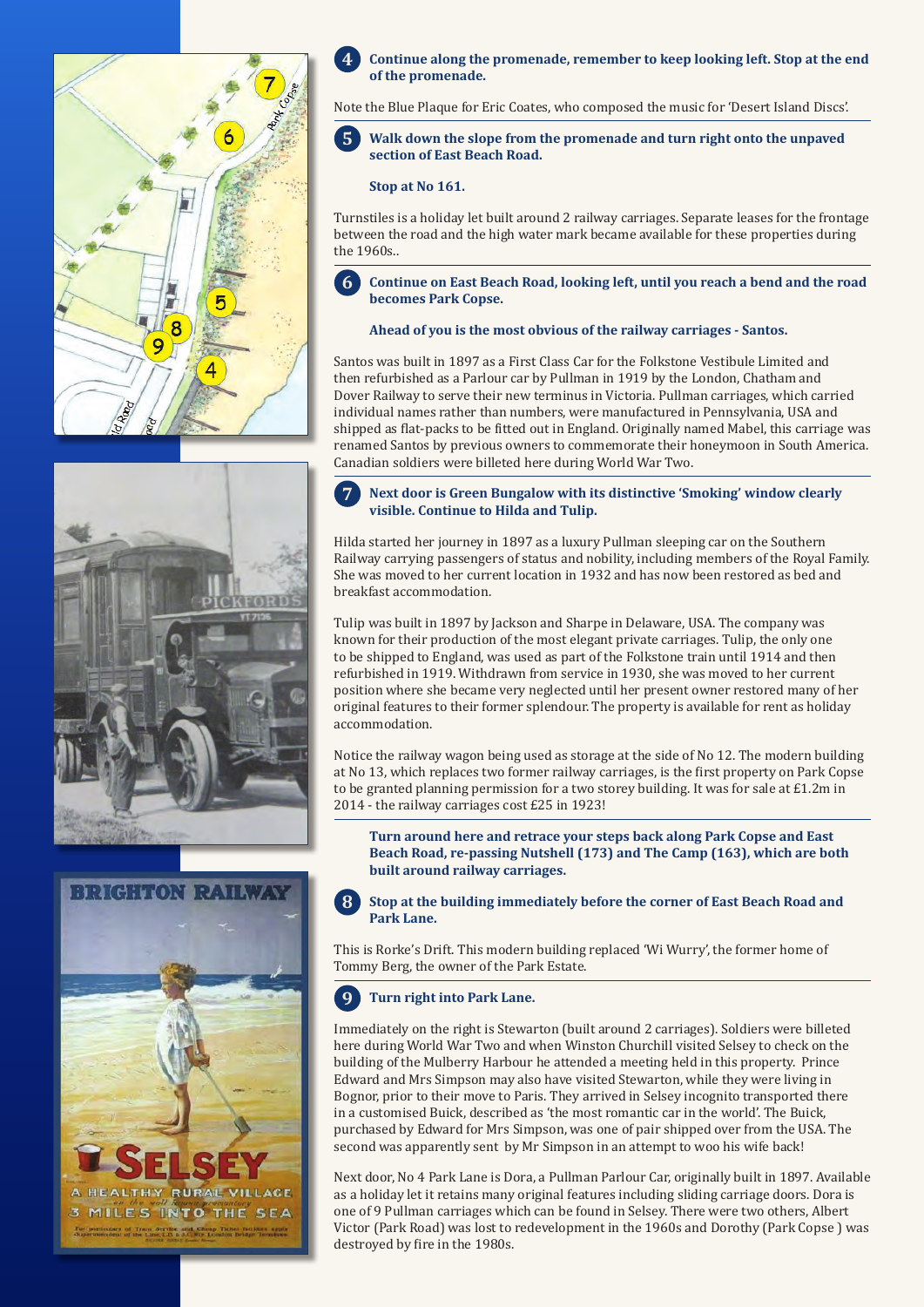**4 Continue along the promenade, remember to keep looking left. Stop at the end of the promenade.**

Note the Blue Plaque for Eric Coates, who composed the music for 'Desert Island Discs'.

**5 Walk down the slope from the promenade and turn right onto the unpaved section of East Beach Road.**

**Stop at No 161.**

Turnstiles is a holiday let built around 2 railway carriages. Separate leases for the frontage between the road and the high water mark became available for these properties during the 1960s..

**6 Continue on East Beach Road, looking left, until you reach a bend and the road becomes Park Copse.**

**Ahead of you is the most obvious of the railway carriages - Santos.**

Santos was built in 1897 as a First Class Car for the Folkstone Vestibule Limited and then refurbished as a Parlour car by Pullman in 1919 by the London, Chatham and Dover Railway to serve their new terminus in Victoria. Pullman carriages, which carried individual names rather than numbers, were manufactured in Pennsylvania, USA and shipped as flat-packs to be fitted out in England. Originally named Mabel, this carriage was renamed Santos by previous owners to commemorate their honeymoon in South America. Canadian soldiers were billeted here during World War Two.

**7 Next door is Green Bungalow with its distinctive 'Smoking' window clearly visible. Continue to Hilda and Tulip.**

Hilda started her journey in 1897 as a luxury Pullman sleeping car on the Southern Railway carrying passengers of status and nobility, including members of the Royal Family. She was moved to her current location in 1932 and has now been restored as bed and breakfast accommodation.

Tulip was built in 1897 by Jackson and Sharpe in Delaware, USA. The company was known for their production of the most elegant private carriages. Tulip, the only one to be shipped to England, was used as part of the Folkstone train until 1914 and then refurbished in 1919. Withdrawn from service in 1930, she was moved to her current position where she became very neglected until her present owner restored many of her original features to their former splendour. The property is available for rent as holiday accommodation.

Notice the railway wagon being used as storage at the side of No 12. The modern building at No 13, which replaces two former railway carriages, is the first property on Park Copse to be granted planning permission for a two storey building. It was for sale at £1.2m in 2014 - the railway carriages cost £25 in 1923!

**Turn around here and retrace your steps back along Park Copse and East Beach Road, re-passing Nutshell (173) and The Camp (163), which are both built around railway carriages.**

**8 Stop at the building immediately before the corner of East Beach Road and Park Lane.**

This is Rorke's Drift. This modern building replaced 'Wi Wurry', the former home of Tommy Berg, the owner of the Park Estate.

**9 Turn right into Park Lane.**

Immediately on the right is Stewarton (built around 2 carriages). Soldiers were billeted here during World War Two and when Winston Churchill visited Selsey to check on the building of the Mulberry Harbour he attended a meeting held in this property. Prince Edward and Mrs Simpson may also have visited Stewarton, while they were living in Bognor, prior to their move to Paris. They arrived in Selsey incognito transported there in a customised Buick, described as 'the most romantic car in the world'. The Buick, purchased by Edward for Mrs Simpson, was one of pair shipped over from the USA. The second was apparently sent by Mr Simpson in an attempt to woo his wife back!

Next door, No 4 Park Lane is Dora, a Pullman Parlour Car, originally built in 1897. Available as a holiday let it retains many original features including sliding carriage doors. Dora is one of 9 Pullman carriages which can be found in Selsey. There were two others, Albert Victor (Park Road) was lost to redevelopment in the 1960s and Dorothy (Park Copse ) was destroyed by fire in the 1980s.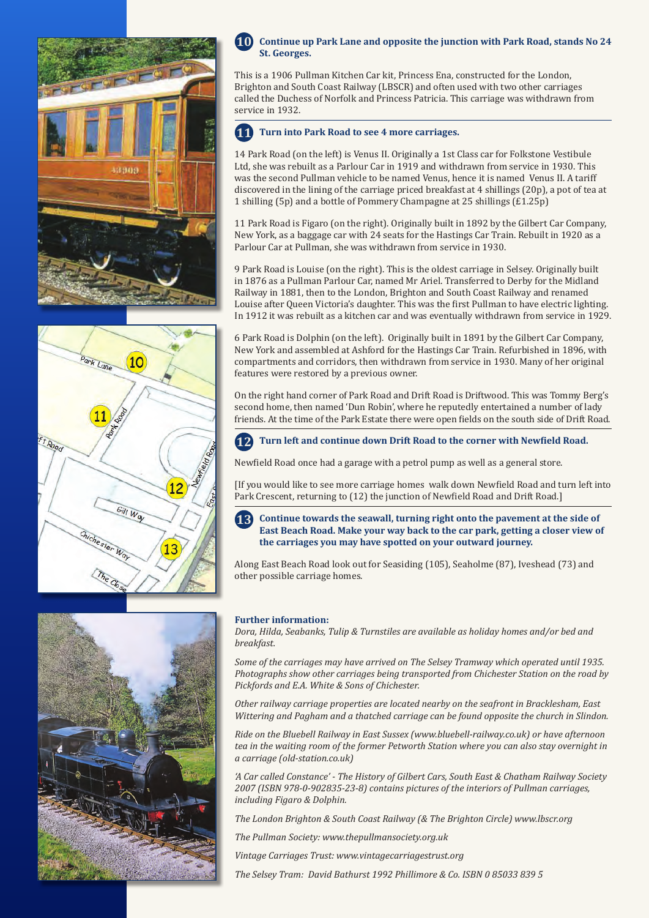**10** **Continue up Park Lane and opposite the junction with Park Road, stands No 24 St. Georges.**

This is a 1906 Pullman Kitchen Car kit, Princess Ena, constructed for the London, Brighton and South Coast Railway (LBSCR) and often used with two other carriages called the Duchess of Norfolk and Princess Patricia. This carriage was withdrawn from service in 1932.

**11** **Turn into Park Road to see 4 more carriages.**

14 Park Road (on the left) is Venus II. Originally a 1st Class car for Folkstone Vestibule Ltd, she was rebuilt as a Parlour Car in 1919 and withdrawn from service in 1930. This was the second Pullman vehicle to be named Venus, hence it is named Venus II. A tariff discovered in the lining of the carriage priced breakfast at 4 shillings (20p), a pot of tea at 1 shilling (5p) and a bottle of Pommery Champagne at 25 shillings (£1.25p)

11 Park Road is Figaro (on the right). Originally built in 1892 by the Gilbert Car Company, New York, as a baggage car with 24 seats for the Hastings Car Train. Rebuilt in 1920 as a Parlour Car at Pullman, she was withdrawn from service in 1930.

9 Park Road is Louise (on the right). This is the oldest carriage in Selsey. Originally built in 1876 as a Pullman Parlour Car, named Mr Ariel. Transferred to Derby for the Midland Railway in 1881, then to the London, Brighton and South Coast Railway and renamed Louise after Queen Victoria's daughter. This was the first Pullman to have electric lighting. In 1912 it was rebuilt as a kitchen car and was eventually withdrawn from service in 1929.

6 Park Road is Dolphin (on the left). Originally built in 1891 by the Gilbert Car Company, New York and assembled at Ashford for the Hastings Car Train. Refurbished in 1896, with compartments and corridors, then withdrawn from service in 1930. Many of her original features were restored by a previous owner.

On the right hand corner of Park Road and Drift Road is Driftwood. This was Tommy Berg's second home, then named 'Dun Robin', where he reputedly entertained a number of lady friends. At the time of the Park Estate there were open fields on the south side of Drift Road.

**12** **Turn left and continue down Drift Road to the corner with Newfield Road.**

Newfield Road once had a garage with a petrol pump as well as a general store.

[If you would like to see more carriage homes walk down Newfield Road and turn left into Park Crescent, returning to (12) the junction of Newfield Road and Drift Road.]

**13** **Continue towards the seawall, turning right onto the pavement at the side of East Beach Road. Make your way back to the car park, getting a closer view of the carriages you may have spotted on your outward journey.**

Along East Beach Road look out for Seasiding (105), Seaholme (87), Iveshead (73) and other possible carriage homes.

**Further information:**

*Dora, Hilda, Seabanks, Tulip & Turnstiles are available as holiday homes and/or bed and breakfast.*

*Some of the carriages may have arrived on The Selsey Tramway which operated until 1935. Photographs show other carriages being transported from Chichester Station on the road by Pickfords and E.A. White & Sons of Chichester.*

*Other railway carriage properties are located nearby on the seafront in Bracklesham, East Wittering and Pagham and a thatched carriage can be found opposite the church in Slindon.*

*Ride on the Bluebell Railway in East Sussex (www.bluebell-railway.co.uk) or have afternoon tea in the waiting room of the former Petworth Station where you can also stay overnight in a carriage (old-station.co.uk)*

*'A Car called Constance' - The History of Gilbert Cars, South East & Chatham Railway Society 2007 (ISBN 978-0-902835-23-8) contains pictures of the interiors of Pullman carriages, including Figaro & Dolphin.*

*The London Brighton & South Coast Railway (& The Brighton Circle) www.lbscr.org*

*The Pullman Society: www.thepullmansociety.org.uk*

*Vintage Carriages Trust: www.vintagecarriagestrust.org*

*The Selsey Tram: David Bathurst 1992 Phillimore & Co. ISBN 0 85033 839 5*